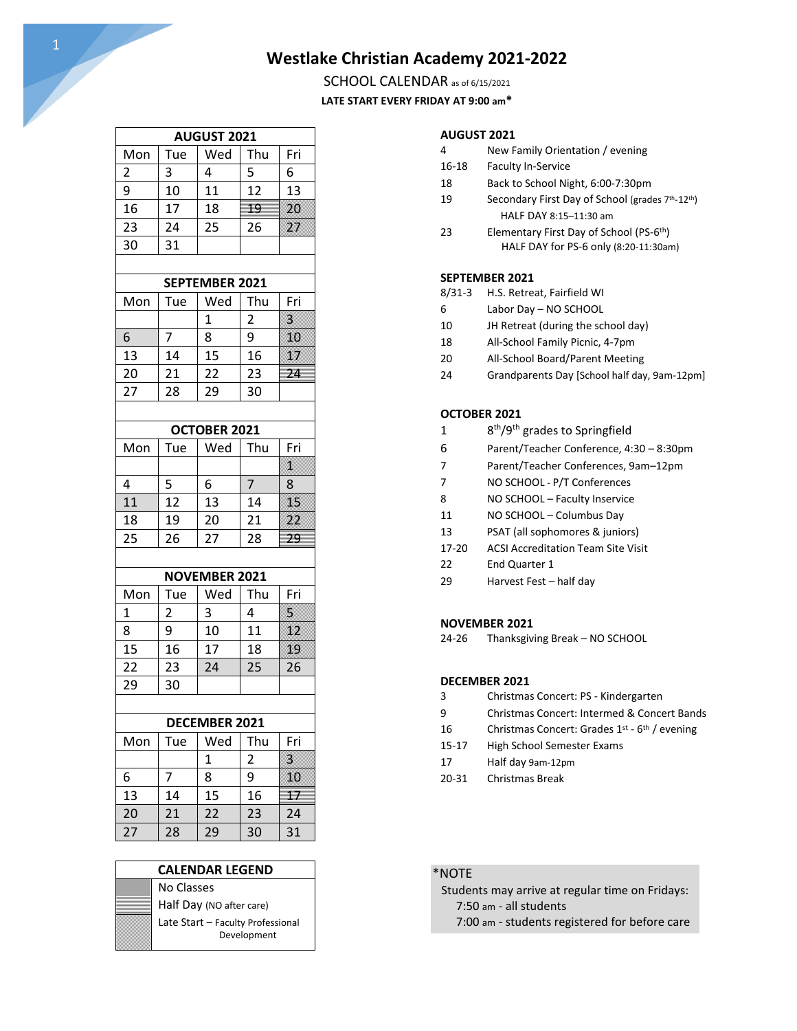# Westlake Christian Academy 2021-2022

SCHOOL CALENDAR as of 6/15/2021

**LATE START EVERY FRIDAY AT 9:00 am***

| AUGUST 2021 | | | | |
|---|---|---|---|---|
| Mon | Tue | Wed | Thu | Fri |
| 2 | 3 | 4 | 5 | 6 |
| 9 | 10 | 11 | 12 | 13 |
| 16 | 17 | 18 | 19 | 20 |
| 23 | 24 | 25 | 26 | 27 |
| 30 | 31 | | | |

| SEPTEMBER 2021 | | | | |
|---|---|---|---|---|
| Mon | Tue | Wed | Thu | Fri |
| | | 1 | 2 | 3 |
| 6 | 7 | 8 | 9 | 10 |
| 13 | 14 | 15 | 16 | 17 |
| 20 | 21 | 22 | 23 | 24 |
| 27 | 28 | 29 | 30 | |

| OCTOBER 2021 | | | | |
|---|---|---|---|---|
| Mon | Tue | Wed | Thu | Fri |
| | | | | 1 |
| 4 | 5 | 6 | 7 | 8 |
| 11 | 12 | 13 | 14 | 15 |
| 18 | 19 | 20 | 21 | 22 |
| 25 | 26 | 27 | 28 | 29 |

| NOVEMBER 2021 | | | | |
|---|---|---|---|---|
| Mon | Tue | Wed | Thu | Fri |
| 1 | 2 | 3 | 4 | 5 |
| 8 | 9 | 10 | 11 | 12 |
| 15 | 16 | 17 | 18 | 19 |
| 22 | 23 | 24 | 25 | 26 |
| 29 | 30 | | | |

| DECEMBER 2021 | | | | |
|---|---|---|---|---|
| Mon | Tue | Wed | Thu | Fri |
| | | 1 | 2 | 3 |
| 6 | 7 | 8 | 9 | 10 |
| 13 | 14 | 15 | 16 | 17 |
| 20 | 21 | 22 | 23 | 24 |
| 27 | 28 | 29 | 30 | 31 |

| CALENDAR LEGEND |
|---|
| No Classes |
| Half Day (NO after care) |
| Late Start – Faculty Professional Development |

**AUGUST 2021**

| | |
|---|---|
| 4 | New Family Orientation / evening |
| 16-18 | Faculty In-Service |
| 18 | Back to School Night, 6:00-7:30pm |
| 19 | Secondary First Day of School (grades 7th-12th) HALF DAY 8:15–11:30 am |
| 23 | Elementary First Day of School (PS-6th) HALF DAY for PS-6 only (8:20-11:30am) |

**SEPTEMBER 2021**

| | |
|---|---|
| 8/31-3 | H.S. Retreat, Fairfield WI |
| 6 | Labor Day – NO SCHOOL |
| 10 | JH Retreat (during the school day) |
| 18 | All-School Family Picnic, 4-7pm |
| 20 | All-School Board/Parent Meeting |
| 24 | Grandparents Day [School half day, 9am-12pm] |

**OCTOBER 2021**

| | |
|---|---|
| 1 | 8th/9th grades to Springfield |
| 6 | Parent/Teacher Conference, 4:30 – 8:30pm |
| 7 | Parent/Teacher Conferences, 9am–12pm |
| 7 | NO SCHOOL - P/T Conferences |
| 8 | NO SCHOOL – Faculty Inservice |
| 11 | NO SCHOOL – Columbus Day |
| 13 | PSAT (all sophomores & juniors) |
| 17-20 | ACSI Accreditation Team Site Visit |
| 22 | End Quarter 1 |
| 29 | Harvest Fest – half day |

**NOVEMBER 2021**

| | |
|---|---|
| 24-26 | Thanksgiving Break – NO SCHOOL |

**DECEMBER 2021**

| | |
|---|---|
| 3 | Christmas Concert: PS - Kindergarten |
| 9 | Christmas Concert: Intermed & Concert Bands |
| 16 | Christmas Concert: Grades 1st - 6th / evening |
| 15-17 | High School Semester Exams |
| 17 | Half day 9am-12pm |
| 20-31 | Christmas Break |

*NOTE

Students may arrive at regular time on Fridays:
- 7:50 am - all students
- 7:00 am - students registered for before care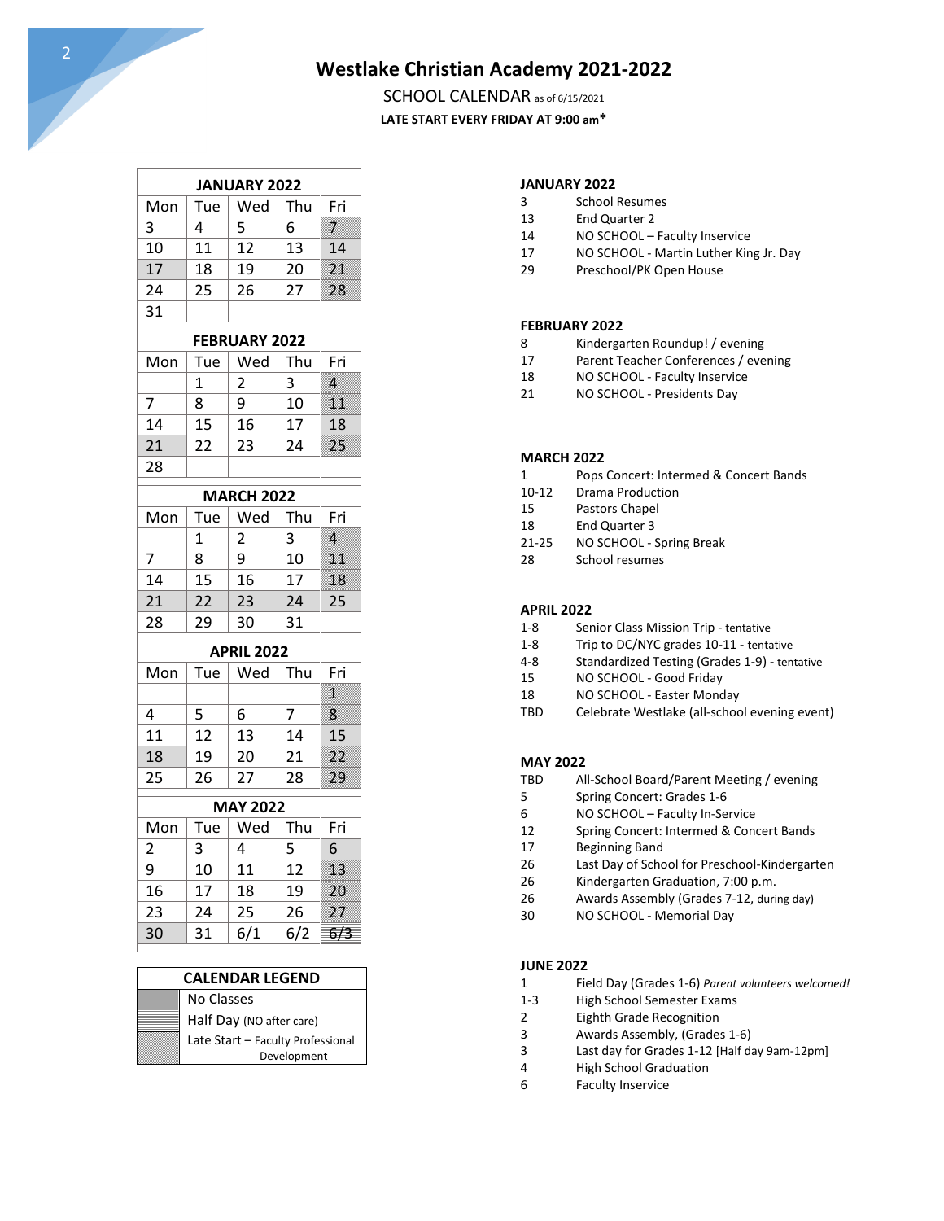# Westlake Christian Academy 2021-2022

SCHOOL CALENDAR as of 6/15/2021

**LATE START EVERY FRIDAY AT 9:00 am***

| JANUARY 2022 | | | | |
|---|---|---|---|---|
| Mon | Tue | Wed | Thu | Fri |
| 3 | 4 | 5 | 6 | 7 |
| 10 | 11 | 12 | 13 | 14 |
| 17 | 18 | 19 | 20 | 21 |
| 24 | 25 | 26 | 27 | 28 |
| 31 | | | | |

| FEBRUARY 2022 | | | | |
|---|---|---|---|---|
| Mon | Tue | Wed | Thu | Fri |
| | 1 | 2 | 3 | 4 |
| 7 | 8 | 9 | 10 | 11 |
| 14 | 15 | 16 | 17 | 18 |
| 21 | 22 | 23 | 24 | 25 |
| 28 | | | | |

| MARCH 2022 | | | | |
|---|---|---|---|---|
| Mon | Tue | Wed | Thu | Fri |
| | 1 | 2 | 3 | 4 |
| 7 | 8 | 9 | 10 | 11 |
| 14 | 15 | 16 | 17 | 18 |
| 21 | 22 | 23 | 24 | 25 |
| 28 | 29 | 30 | 31 | |

| APRIL 2022 | | | | |
|---|---|---|---|---|
| Mon | Tue | Wed | Thu | Fri |
| | | | | 1 |
| 4 | 5 | 6 | 7 | 8 |
| 11 | 12 | 13 | 14 | 15 |
| 18 | 19 | 20 | 21 | 22 |
| 25 | 26 | 27 | 28 | 29 |

| MAY 2022 | | | | |
|---|---|---|---|---|
| Mon | Tue | Wed | Thu | Fri |
| 2 | 3 | 4 | 5 | 6 |
| 9 | 10 | 11 | 12 | 13 |
| 16 | 17 | 18 | 19 | 20 |
| 23 | 24 | 25 | 26 | 27 |
| 30 | 31 | 6/1 | 6/2 | 6/3 |

| CALENDAR LEGEND | |
|---|---|
| | No Classes |
| | Half Day (NO after care) |
| | Late Start – Faculty Professional Development |

## JANUARY 2022

| | |
|---|---|
| 3 | School Resumes |
| 13 | End Quarter 2 |
| 14 | NO SCHOOL – Faculty Inservice |
| 17 | NO SCHOOL - Martin Luther King Jr. Day |
| 29 | Preschool/PK Open House |

## FEBRUARY 2022

| | |
|---|---|
| 8 | Kindergarten Roundup! / evening |
| 17 | Parent Teacher Conferences / evening |
| 18 | NO SCHOOL - Faculty Inservice |
| 21 | NO SCHOOL - Presidents Day |

## MARCH 2022

| | |
|---|---|
| 1 | Pops Concert: Intermed & Concert Bands |
| 10-12 | Drama Production |
| 15 | Pastors Chapel |
| 18 | End Quarter 3 |
| 21-25 | NO SCHOOL - Spring Break |
| 28 | School resumes |

## APRIL 2022

| | |
|---|---|
| 1-8 | Senior Class Mission Trip - tentative |
| 1-8 | Trip to DC/NYC grades 10-11 - tentative |
| 4-8 | Standardized Testing (Grades 1-9) - tentative |
| 15 | NO SCHOOL - Good Friday |
| 18 | NO SCHOOL - Easter Monday |
| TBD | Celebrate Westlake (all-school evening event) |

## MAY 2022

| | |
|---|---|
| TBD | All-School Board/Parent Meeting / evening |
| 5 | Spring Concert: Grades 1-6 |
| 6 | NO SCHOOL – Faculty In-Service |
| 12 | Spring Concert: Intermed & Concert Bands |
| 17 | Beginning Band |
| 26 | Last Day of School for Preschool-Kindergarten |
| 26 | Kindergarten Graduation, 7:00 p.m. |
| 26 | Awards Assembly (Grades 7-12, during day) |
| 30 | NO SCHOOL - Memorial Day |

## JUNE 2022

| | |
|---|---|
| 1 | Field Day (Grades 1-6) *Parent volunteers welcomed!* |
| 1-3 | High School Semester Exams |
| 2 | Eighth Grade Recognition |
| 3 | Awards Assembly, (Grades 1-6) |
| 3 | Last day for Grades 1-12 [Half day 9am-12pm] |
| 4 | High School Graduation |
| 6 | Faculty Inservice |